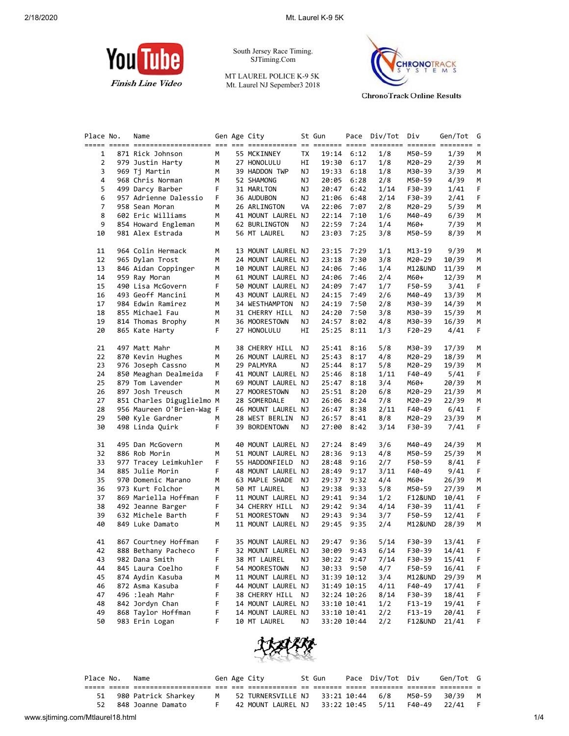South Jersey Race Timing.
SJTiming.Com

MT LAUREL POLICE K-9 5K
Mt. Laurel NJ Sepember3 2018

ChronoTrack Online Results

| Place | No. | Name | Gen | Age | City | St | Gun | Pace | Div/Tot | Div | Gen/Tot | G |
|---|---|---|---|---|---|---|---|---|---|---|---|---|
| 1 | 871 | Rick Johnson | M | 55 | MCKINNEY | TX | 19:14 | 6:12 | 1/8 | M50-59 | 1/39 | M |
| 2 | 979 | Justin Harty | M | 27 | HONOLULU | HI | 19:30 | 6:17 | 1/8 | M20-29 | 2/39 | M |
| 3 | 969 | Tj Martin | M | 39 | HADDON TWP | NJ | 19:33 | 6:18 | 1/8 | M30-39 | 3/39 | M |
| 4 | 968 | Chris Norman | M | 52 | SHAMONG | NJ | 20:05 | 6:28 | 2/8 | M50-59 | 4/39 | M |
| 5 | 499 | Darcy Barber | F | 31 | MARLTON | NJ | 20:47 | 6:42 | 1/14 | F30-39 | 1/41 | F |
| 6 | 957 | Adrienne Dalessio | F | 36 | AUDUBON | NJ | 21:06 | 6:48 | 2/14 | F30-39 | 2/41 | F |
| 7 | 958 | Sean Moran | M | 26 | ARLINGTON | VA | 22:06 | 7:07 | 2/8 | M20-29 | 5/39 | M |
| 8 | 602 | Eric Williams | M | 41 | MOUNT LAUREL | NJ | 22:14 | 7:10 | 1/6 | M40-49 | 6/39 | M |
| 9 | 854 | Howard Engleman | M | 62 | BURLINGTON | NJ | 22:59 | 7:24 | 1/4 | M60+ | 7/39 | M |
| 10 | 981 | Alex Estrada | M | 56 | MT LAUREL | NJ | 23:03 | 7:25 | 3/8 | M50-59 | 8/39 | M |
| 11 | 964 | Colin Hermack | M | 13 | MOUNT LAUREL | NJ | 23:15 | 7:29 | 1/1 | M13-19 | 9/39 | M |
| 12 | 965 | Dylan Trost | M | 24 | MOUNT LAUREL | NJ | 23:18 | 7:30 | 3/8 | M20-29 | 10/39 | M |
| 13 | 846 | Aidan Coppinger | M | 10 | MOUNT LAUREL | NJ | 24:06 | 7:46 | 1/4 | M12&UND | 11/39 | M |
| 14 | 959 | Ray Moran | M | 61 | MOUNT LAUREL | NJ | 24:06 | 7:46 | 2/4 | M60+ | 12/39 | M |
| 15 | 490 | Lisa McGovern | F | 50 | MOUNT LAUREL | NJ | 24:09 | 7:47 | 1/7 | F50-59 | 3/41 | F |
| 16 | 493 | Geoff Mancini | M | 43 | MOUNT LAUREL | NJ | 24:15 | 7:49 | 2/6 | M40-49 | 13/39 | M |
| 17 | 984 | Edwin Ramirez | M | 34 | WESTHAMPTON | NJ | 24:19 | 7:50 | 2/8 | M30-39 | 14/39 | M |
| 18 | 855 | Michael Fau | M | 31 | CHERRY HILL | NJ | 24:20 | 7:50 | 3/8 | M30-39 | 15/39 | M |
| 19 | 814 | Thomas Brophy | M | 36 | MOORESTOWN | NJ | 24:57 | 8:02 | 4/8 | M30-39 | 16/39 | M |
| 20 | 865 | Kate Harty | F | 27 | HONOLULU | HI | 25:25 | 8:11 | 1/3 | F20-29 | 4/41 | F |
| 21 | 497 | Matt Mahr | M | 38 | CHERRY HILL | NJ | 25:41 | 8:16 | 5/8 | M30-39 | 17/39 | M |
| 22 | 870 | Kevin Hughes | M | 26 | MOUNT LAUREL | NJ | 25:43 | 8:17 | 4/8 | M20-29 | 18/39 | M |
| 23 | 976 | Joseph Cassno | M | 29 | PALMYRA | NJ | 25:44 | 8:17 | 5/8 | M20-29 | 19/39 | M |
| 24 | 850 | Meaghan Dealmeida | F | 41 | MOUNT LAUREL | NJ | 25:46 | 8:18 | 1/11 | F40-49 | 5/41 | F |
| 25 | 879 | Tom Lavender | M | 69 | MOUNT LAUREL | NJ | 25:47 | 8:18 | 3/4 | M60+ | 20/39 | M |
| 26 | 897 | Josh Treusch | M | 27 | MOORESTOWN | NJ | 25:51 | 8:20 | 6/8 | M20-29 | 21/39 | M |
| 27 | 851 | Charles Diguglielmo | M | 28 | SOMERDALE | NJ | 26:06 | 8:24 | 7/8 | M20-29 | 22/39 | M |
| 28 | 956 | Maureen O'Brien-Wag | F | 46 | MOUNT LAUREL | NJ | 26:47 | 8:38 | 2/11 | F40-49 | 6/41 | F |
| 29 | 500 | Kyle Gardner | M | 28 | WEST BERLIN | NJ | 26:57 | 8:41 | 8/8 | M20-29 | 23/39 | M |
| 30 | 498 | Linda Quirk | F | 39 | BORDENTOWN | NJ | 27:00 | 8:42 | 3/14 | F30-39 | 7/41 | F |
| 31 | 495 | Dan McGovern | M | 40 | MOUNT LAUREL | NJ | 27:24 | 8:49 | 3/6 | M40-49 | 24/39 | M |
| 32 | 886 | Rob Morin | M | 51 | MOUNT LAUREL | NJ | 28:36 | 9:13 | 4/8 | M50-59 | 25/39 | M |
| 33 | 977 | Tracey Leimkuhler | F | 55 | HADDONFIELD | NJ | 28:48 | 9:16 | 2/7 | F50-59 | 8/41 | F |
| 34 | 885 | Julie Morin | F | 48 | MOUNT LAUREL | NJ | 28:49 | 9:17 | 3/11 | F40-49 | 9/41 | F |
| 35 | 970 | Domenic Marano | M | 63 | MAPLE SHADE | NJ | 29:37 | 9:32 | 4/4 | M60+ | 26/39 | M |
| 36 | 973 | Kurt Folchor | M | 50 | MT LAUREL | NJ | 29:38 | 9:33 | 5/8 | M50-59 | 27/39 | M |
| 37 | 869 | Mariella Hoffman | F | 11 | MOUNT LAUREL | NJ | 29:41 | 9:34 | 1/2 | F12&UND | 10/41 | F |
| 38 | 492 | Jeanne Barger | F | 34 | CHERRY HILL | NJ | 29:42 | 9:34 | 4/14 | F30-39 | 11/41 | F |
| 39 | 632 | Michele Barth | F | 51 | MOORESTOWN | NJ | 29:43 | 9:34 | 3/7 | F50-59 | 12/41 | F |
| 40 | 849 | Luke Damato | M | 11 | MOUNT LAUREL | NJ | 29:45 | 9:35 | 2/4 | M12&UND | 28/39 | M |
| 41 | 867 | Courtney Hoffman | F | 35 | MOUNT LAUREL | NJ | 29:47 | 9:36 | 5/14 | F30-39 | 13/41 | F |
| 42 | 888 | Bethany Pacheco | F | 32 | MOUNT LAUREL | NJ | 30:09 | 9:43 | 6/14 | F30-39 | 14/41 | F |
| 43 | 982 | Dana Smith | F | 38 | MT LAUREL | NJ | 30:22 | 9:47 | 7/14 | F30-39 | 15/41 | F |
| 44 | 845 | Laura Coelho | F | 54 | MOORESTOWN | NJ | 30:33 | 9:50 | 4/7 | F50-59 | 16/41 | F |
| 45 | 874 | Aydin Kasuba | M | 11 | MOUNT LAUREL | NJ | 31:39 | 10:12 | 3/4 | M12&UND | 29/39 | M |
| 46 | 872 | Asma Kasuba | F | 44 | MOUNT LAUREL | NJ | 31:49 | 10:15 | 4/11 | F40-49 | 17/41 | F |
| 47 | 496 | :leah Mahr | F | 38 | CHERRY HILL | NJ | 32:24 | 10:26 | 8/14 | F30-39 | 18/41 | F |
| 48 | 842 | Jordyn Chan | F | 14 | MOUNT LAUREL | NJ | 33:10 | 10:41 | 1/2 | F13-19 | 19/41 | F |
| 49 | 868 | Taylor Hoffman | F | 14 | MOUNT LAUREL | NJ | 33:10 | 10:41 | 2/2 | F13-19 | 20/41 | F |
| 50 | 983 | Erin Logan | F | 10 | MT LAUREL | NJ | 33:20 | 10:44 | 2/2 | F12&UND | 21/41 | F |
| 51 | 980 | Patrick Sharkey | M | 52 | TURNERSVILLE | NJ | 33:21 | 10:44 | 6/8 | M50-59 | 30/39 | M |
| 52 | 848 | Joanne Damato | F | 42 | MOUNT LAUREL | NJ | 33:22 | 10:45 | 5/11 | F40-49 | 22/41 | F |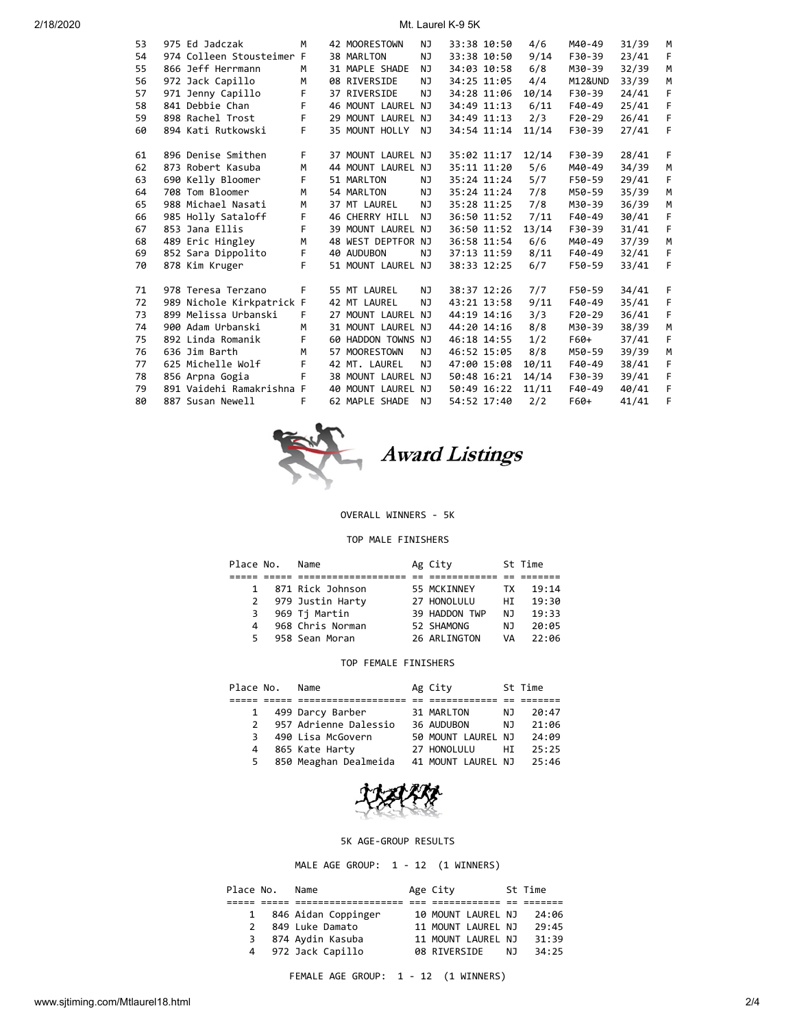| Place | No. | Name | Sex | Age | City | St | Time | Pace | Div Place | Division | Sex Place | Sex |
|---|---|---|---|---|---|---|---|---|---|---|---|---|
| 53 | 975 | Ed Jadczak | M | 42 | MOORESTOWN | NJ | 33:38 | 10:50 | 4/6 | M40-49 | 31/39 | M |
| 54 | 974 | Colleen Stousteimer | F | 38 | MARLTON | NJ | 33:38 | 10:50 | 9/14 | F30-39 | 23/41 | F |
| 55 | 866 | Jeff Herrmann | M | 31 | MAPLE SHADE | NJ | 34:03 | 10:58 | 6/8 | M30-39 | 32/39 | M |
| 56 | 972 | Jack Capillo | M | 08 | RIVERSIDE | NJ | 34:25 | 11:05 | 4/4 | M12&UND | 33/39 | M |
| 57 | 971 | Jenny Capillo | F | 37 | RIVERSIDE | NJ | 34:28 | 11:06 | 10/14 | F30-39 | 24/41 | F |
| 58 | 841 | Debbie Chan | F | 46 | MOUNT LAUREL | NJ | 34:49 | 11:13 | 6/11 | F40-49 | 25/41 | F |
| 59 | 898 | Rachel Trost | F | 29 | MOUNT LAUREL | NJ | 34:49 | 11:13 | 2/3 | F20-29 | 26/41 | F |
| 60 | 894 | Kati Rutkowski | F | 35 | MOUNT HOLLY | NJ | 34:54 | 11:14 | 11/14 | F30-39 | 27/41 | F |
| 61 | 896 | Denise Smithen | F | 37 | MOUNT LAUREL | NJ | 35:02 | 11:17 | 12/14 | F30-39 | 28/41 | F |
| 62 | 873 | Robert Kasuba | M | 44 | MOUNT LAUREL | NJ | 35:11 | 11:20 | 5/6 | M40-49 | 34/39 | M |
| 63 | 690 | Kelly Bloomer | F | 51 | MARLTON | NJ | 35:24 | 11:24 | 5/7 | F50-59 | 29/41 | F |
| 64 | 708 | Tom Bloomer | M | 54 | MARLTON | NJ | 35:24 | 11:24 | 7/8 | M50-59 | 35/39 | M |
| 65 | 988 | Michael Nasati | M | 37 | MT LAUREL | NJ | 35:28 | 11:25 | 7/8 | M30-39 | 36/39 | M |
| 66 | 985 | Holly Sataloff | F | 46 | CHERRY HILL | NJ | 36:50 | 11:52 | 7/11 | F40-49 | 30/41 | F |
| 67 | 853 | Jana Ellis | F | 39 | MOUNT LAUREL | NJ | 36:50 | 11:52 | 13/14 | F30-39 | 31/41 | F |
| 68 | 489 | Eric Hingley | M | 48 | WEST DEPTFOR | NJ | 36:58 | 11:54 | 6/6 | M40-49 | 37/39 | M |
| 69 | 852 | Sara Dippolito | F | 40 | AUDUBON | NJ | 37:13 | 11:59 | 8/11 | F40-49 | 32/41 | F |
| 70 | 878 | Kim Kruger | F | 51 | MOUNT LAUREL | NJ | 38:33 | 12:25 | 6/7 | F50-59 | 33/41 | F |
| 71 | 978 | Teresa Terzano | F | 55 | MT LAUREL | NJ | 38:37 | 12:26 | 7/7 | F50-59 | 34/41 | F |
| 72 | 989 | Nichole Kirkpatrick | F | 42 | MT LAUREL | NJ | 43:21 | 13:58 | 9/11 | F40-49 | 35/41 | F |
| 73 | 899 | Melissa Urbanski | F | 27 | MOUNT LAUREL | NJ | 44:19 | 14:16 | 3/3 | F20-29 | 36/41 | F |
| 74 | 900 | Adam Urbanski | M | 31 | MOUNT LAUREL | NJ | 44:20 | 14:16 | 8/8 | M30-39 | 38/39 | M |
| 75 | 892 | Linda Romanik | F | 60 | HADDON TOWNS | NJ | 46:18 | 14:55 | 1/2 | F60+ | 37/41 | F |
| 76 | 636 | Jim Barth | M | 57 | MOORESTOWN | NJ | 46:52 | 15:05 | 8/8 | M50-59 | 39/39 | M |
| 77 | 625 | Michelle Wolf | F | 42 | MT. LAUREL | NJ | 47:00 | 15:08 | 10/11 | F40-49 | 38/41 | F |
| 78 | 856 | Arpna Gogia | F | 38 | MOUNT LAUREL | NJ | 50:48 | 16:21 | 14/14 | F30-39 | 39/41 | F |
| 79 | 891 | Vaidehi Ramakrishna | F | 40 | MOUNT LAUREL | NJ | 50:49 | 16:22 | 11/11 | F40-49 | 40/41 | F |
| 80 | 887 | Susan Newell | F | 62 | MAPLE SHADE | NJ | 54:52 | 17:40 | 2/2 | F60+ | 41/41 | F |

## Award Listings

### OVERALL WINNERS - 5K

#### TOP MALE FINISHERS

| Place | No. | Name | Ag | City | St | Time |
|---|---|---|---|---|---|---|
| 1 | 871 | Rick Johnson | 55 | MCKINNEY | TX | 19:14 |
| 2 | 979 | Justin Harty | 27 | HONOLULU | HI | 19:30 |
| 3 | 969 | Tj Martin | 39 | HADDON TWP | NJ | 19:33 |
| 4 | 968 | Chris Norman | 52 | SHAMONG | NJ | 20:05 |
| 5 | 958 | Sean Moran | 26 | ARLINGTON | VA | 22:06 |

#### TOP FEMALE FINISHERS

| Place | No. | Name | Ag | City | St | Time |
|---|---|---|---|---|---|---|
| 1 | 499 | Darcy Barber | 31 | MARLTON | NJ | 20:47 |
| 2 | 957 | Adrienne Dalessio | 36 | AUDUBON | NJ | 21:06 |
| 3 | 490 | Lisa McGovern | 50 | MOUNT LAUREL | NJ | 24:09 |
| 4 | 865 | Kate Harty | 27 | HONOLULU | HI | 25:25 |
| 5 | 850 | Meaghan Dealmeida | 41 | MOUNT LAUREL | NJ | 25:46 |

### 5K AGE-GROUP RESULTS

#### MALE AGE GROUP: 1 - 12 (1 WINNERS)

| Place | No. | Name | Age | City | St | Time |
|---|---|---|---|---|---|---|
| 1 | 846 | Aidan Coppinger | 10 | MOUNT LAUREL | NJ | 24:06 |
| 2 | 849 | Luke Damato | 11 | MOUNT LAUREL | NJ | 29:45 |
| 3 | 874 | Aydin Kasuba | 11 | MOUNT LAUREL | NJ | 31:39 |
| 4 | 972 | Jack Capillo | 08 | RIVERSIDE | NJ | 34:25 |

#### FEMALE AGE GROUP: 1 - 12 (1 WINNERS)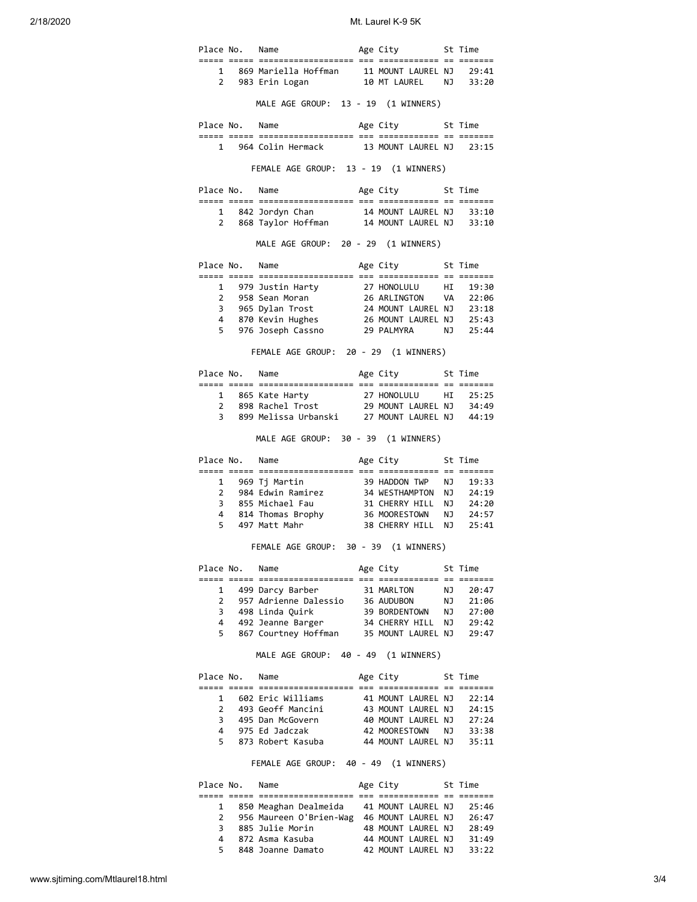| Place | No. | Name | Age | City | St | Time |
|---|---|---|---|---|---|---|
| 1 | 869 | Mariella Hoffman | 11 | MOUNT LAUREL | NJ | 29:41 |
| 2 | 983 | Erin Logan | 10 | MT LAUREL | NJ | 33:20 |

MALE AGE GROUP: 13 - 19 (1 WINNERS)

| Place | No. | Name | Age | City | St | Time |
|---|---|---|---|---|---|---|
| 1 | 964 | Colin Hermack | 13 | MOUNT LAUREL | NJ | 23:15 |

FEMALE AGE GROUP: 13 - 19 (1 WINNERS)

| Place | No. | Name | Age | City | St | Time |
|---|---|---|---|---|---|---|
| 1 | 842 | Jordyn Chan | 14 | MOUNT LAUREL | NJ | 33:10 |
| 2 | 868 | Taylor Hoffman | 14 | MOUNT LAUREL | NJ | 33:10 |

MALE AGE GROUP: 20 - 29 (1 WINNERS)

| Place | No. | Name | Age | City | St | Time |
|---|---|---|---|---|---|---|
| 1 | 979 | Justin Harty | 27 | HONOLULU | HI | 19:30 |
| 2 | 958 | Sean Moran | 26 | ARLINGTON | VA | 22:06 |
| 3 | 965 | Dylan Trost | 24 | MOUNT LAUREL | NJ | 23:18 |
| 4 | 870 | Kevin Hughes | 26 | MOUNT LAUREL | NJ | 25:43 |
| 5 | 976 | Joseph Cassno | 29 | PALMYRA | NJ | 25:44 |

FEMALE AGE GROUP: 20 - 29 (1 WINNERS)

| Place | No. | Name | Age | City | St | Time |
|---|---|---|---|---|---|---|
| 1 | 865 | Kate Harty | 27 | HONOLULU | HI | 25:25 |
| 2 | 898 | Rachel Trost | 29 | MOUNT LAUREL | NJ | 34:49 |
| 3 | 899 | Melissa Urbanski | 27 | MOUNT LAUREL | NJ | 44:19 |

MALE AGE GROUP: 30 - 39 (1 WINNERS)

| Place | No. | Name | Age | City | St | Time |
|---|---|---|---|---|---|---|
| 1 | 969 | Tj Martin | 39 | HADDON TWP | NJ | 19:33 |
| 2 | 984 | Edwin Ramirez | 34 | WESTHAMPTON | NJ | 24:19 |
| 3 | 855 | Michael Fau | 31 | CHERRY HILL | NJ | 24:20 |
| 4 | 814 | Thomas Brophy | 36 | MOORESTOWN | NJ | 24:57 |
| 5 | 497 | Matt Mahr | 38 | CHERRY HILL | NJ | 25:41 |

FEMALE AGE GROUP: 30 - 39 (1 WINNERS)

| Place | No. | Name | Age | City | St | Time |
|---|---|---|---|---|---|---|
| 1 | 499 | Darcy Barber | 31 | MARLTON | NJ | 20:47 |
| 2 | 957 | Adrienne Dalessio | 36 | AUDUBON | NJ | 21:06 |
| 3 | 498 | Linda Quirk | 39 | BORDENTOWN | NJ | 27:00 |
| 4 | 492 | Jeanne Barger | 34 | CHERRY HILL | NJ | 29:42 |
| 5 | 867 | Courtney Hoffman | 35 | MOUNT LAUREL | NJ | 29:47 |

MALE AGE GROUP: 40 - 49 (1 WINNERS)

| Place | No. | Name | Age | City | St | Time |
|---|---|---|---|---|---|---|
| 1 | 602 | Eric Williams | 41 | MOUNT LAUREL | NJ | 22:14 |
| 2 | 493 | Geoff Mancini | 43 | MOUNT LAUREL | NJ | 24:15 |
| 3 | 495 | Dan McGovern | 40 | MOUNT LAUREL | NJ | 27:24 |
| 4 | 975 | Ed Jadczak | 42 | MOORESTOWN | NJ | 33:38 |
| 5 | 873 | Robert Kasuba | 44 | MOUNT LAUREL | NJ | 35:11 |

FEMALE AGE GROUP: 40 - 49 (1 WINNERS)

| Place | No. | Name | Age | City | St | Time |
|---|---|---|---|---|---|---|
| 1 | 850 | Meaghan Dealmeida | 41 | MOUNT LAUREL | NJ | 25:46 |
| 2 | 956 | Maureen O'Brien-Wag | 46 | MOUNT LAUREL | NJ | 26:47 |
| 3 | 885 | Julie Morin | 48 | MOUNT LAUREL | NJ | 28:49 |
| 4 | 872 | Asma Kasuba | 44 | MOUNT LAUREL | NJ | 31:49 |
| 5 | 848 | Joanne Damato | 42 | MOUNT LAUREL | NJ | 33:22 |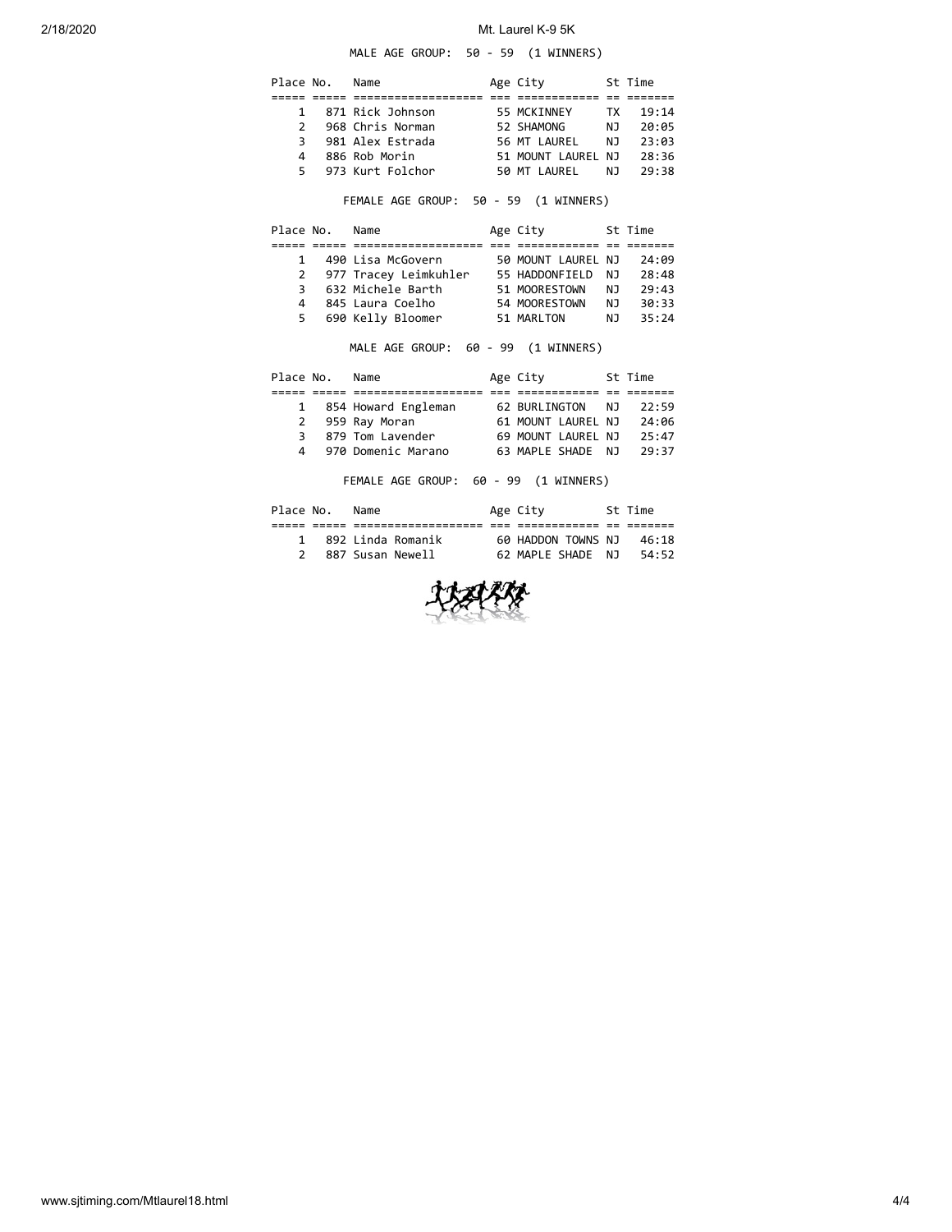MALE AGE GROUP: 50 - 59 (1 WINNERS)

| Place | No. | Name | Age | City | St | Time |
|---|---|---|---|---|---|---|
| 1 | 871 | Rick Johnson | 55 | MCKINNEY | TX | 19:14 |
| 2 | 968 | Chris Norman | 52 | SHAMONG | NJ | 20:05 |
| 3 | 981 | Alex Estrada | 56 | MT LAUREL | NJ | 23:03 |
| 4 | 886 | Rob Morin | 51 | MOUNT LAUREL | NJ | 28:36 |
| 5 | 973 | Kurt Folchor | 50 | MT LAUREL | NJ | 29:38 |

FEMALE AGE GROUP: 50 - 59 (1 WINNERS)

| Place | No. | Name | Age | City | St | Time |
|---|---|---|---|---|---|---|
| 1 | 490 | Lisa McGovern | 50 | MOUNT LAUREL | NJ | 24:09 |
| 2 | 977 | Tracey Leimkuhler | 55 | HADDONFIELD | NJ | 28:48 |
| 3 | 632 | Michele Barth | 51 | MOORESTOWN | NJ | 29:43 |
| 4 | 845 | Laura Coelho | 54 | MOORESTOWN | NJ | 30:33 |
| 5 | 690 | Kelly Bloomer | 51 | MARLTON | NJ | 35:24 |

MALE AGE GROUP: 60 - 99 (1 WINNERS)

| Place | No. | Name | Age | City | St | Time |
|---|---|---|---|---|---|---|
| 1 | 854 | Howard Engleman | 62 | BURLINGTON | NJ | 22:59 |
| 2 | 959 | Ray Moran | 61 | MOUNT LAUREL | NJ | 24:06 |
| 3 | 879 | Tom Lavender | 69 | MOUNT LAUREL | NJ | 25:47 |
| 4 | 970 | Domenic Marano | 63 | MAPLE SHADE | NJ | 29:37 |

FEMALE AGE GROUP: 60 - 99 (1 WINNERS)

| Place | No. | Name | Age | City | St | Time |
|---|---|---|---|---|---|---|
| 1 | 892 | Linda Romanik | 60 | HADDON TOWNS | NJ | 46:18 |
| 2 | 887 | Susan Newell | 62 | MAPLE SHADE | NJ | 54:52 |